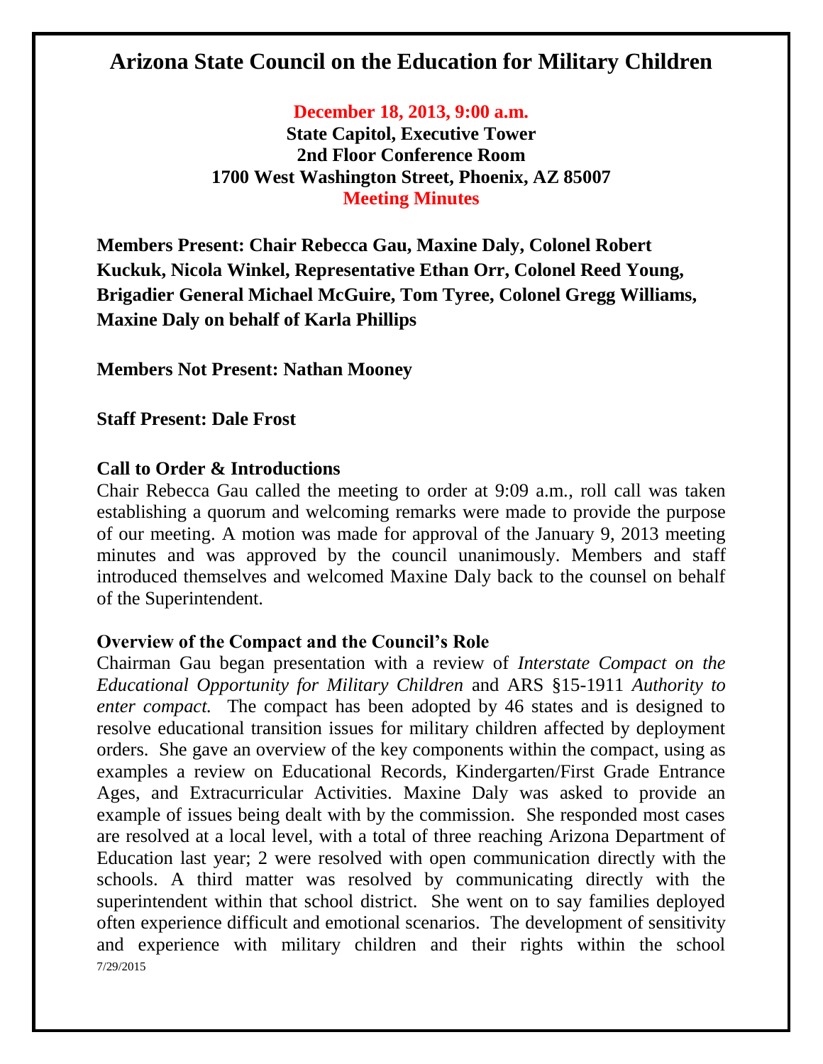# Arizona State Council on the Education for Military Children

**December 18, 2013, 9:00 a.m.**
**State Capitol, Executive Tower**
**2nd Floor Conference Room**
**1700 West Washington Street, Phoenix, AZ 85007**
**Meeting Minutes**

**Members Present: Chair Rebecca Gau, Maxine Daly, Colonel Robert Kuckuk, Nicola Winkel, Representative Ethan Orr, Colonel Reed Young, Brigadier General Michael McGuire, Tom Tyree, Colonel Gregg Williams, Maxine Daly on behalf of Karla Phillips**

**Members Not Present: Nathan Mooney**

**Staff Present: Dale Frost**

### Call to Order & Introductions

Chair Rebecca Gau called the meeting to order at 9:09 a.m., roll call was taken establishing a quorum and welcoming remarks were made to provide the purpose of our meeting. A motion was made for approval of the January 9, 2013 meeting minutes and was approved by the council unanimously. Members and staff introduced themselves and welcomed Maxine Daly back to the counsel on behalf of the Superintendent.

### Overview of the Compact and the Council's Role

Chairman Gau began presentation with a review of *Interstate Compact on the Educational Opportunity for Military Children* and ARS §15-1911 *Authority to enter compact.* The compact has been adopted by 46 states and is designed to resolve educational transition issues for military children affected by deployment orders. She gave an overview of the key components within the compact, using as examples a review on Educational Records, Kindergarten/First Grade Entrance Ages, and Extracurricular Activities. Maxine Daly was asked to provide an example of issues being dealt with by the commission. She responded most cases are resolved at a local level, with a total of three reaching Arizona Department of Education last year; 2 were resolved with open communication directly with the schools. A third matter was resolved by communicating directly with the superintendent within that school district. She went on to say families deployed often experience difficult and emotional scenarios. The development of sensitivity and experience with military children and their rights within the school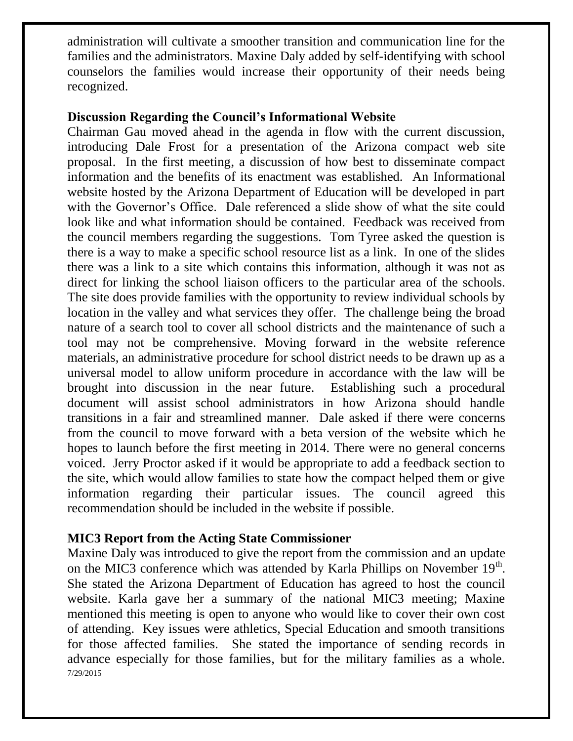administration will cultivate a smoother transition and communication line for the families and the administrators. Maxine Daly added by self-identifying with school counselors the families would increase their opportunity of their needs being recognized.

**Discussion Regarding the Council's Informational Website**

Chairman Gau moved ahead in the agenda in flow with the current discussion, introducing Dale Frost for a presentation of the Arizona compact web site proposal. In the first meeting, a discussion of how best to disseminate compact information and the benefits of its enactment was established. An Informational website hosted by the Arizona Department of Education will be developed in part with the Governor's Office. Dale referenced a slide show of what the site could look like and what information should be contained. Feedback was received from the council members regarding the suggestions. Tom Tyree asked the question is there is a way to make a specific school resource list as a link. In one of the slides there was a link to a site which contains this information, although it was not as direct for linking the school liaison officers to the particular area of the schools. The site does provide families with the opportunity to review individual schools by location in the valley and what services they offer. The challenge being the broad nature of a search tool to cover all school districts and the maintenance of such a tool may not be comprehensive. Moving forward in the website reference materials, an administrative procedure for school district needs to be drawn up as a universal model to allow uniform procedure in accordance with the law will be brought into discussion in the near future. Establishing such a procedural document will assist school administrators in how Arizona should handle transitions in a fair and streamlined manner. Dale asked if there were concerns from the council to move forward with a beta version of the website which he hopes to launch before the first meeting in 2014. There were no general concerns voiced. Jerry Proctor asked if it would be appropriate to add a feedback section to the site, which would allow families to state how the compact helped them or give information regarding their particular issues. The council agreed this recommendation should be included in the website if possible.

**MIC3 Report from the Acting State Commissioner**

Maxine Daly was introduced to give the report from the commission and an update on the MIC3 conference which was attended by Karla Phillips on November 19th. She stated the Arizona Department of Education has agreed to host the council website. Karla gave her a summary of the national MIC3 meeting; Maxine mentioned this meeting is open to anyone who would like to cover their own cost of attending. Key issues were athletics, Special Education and smooth transitions for those affected families. She stated the importance of sending records in advance especially for those families, but for the military families as a whole.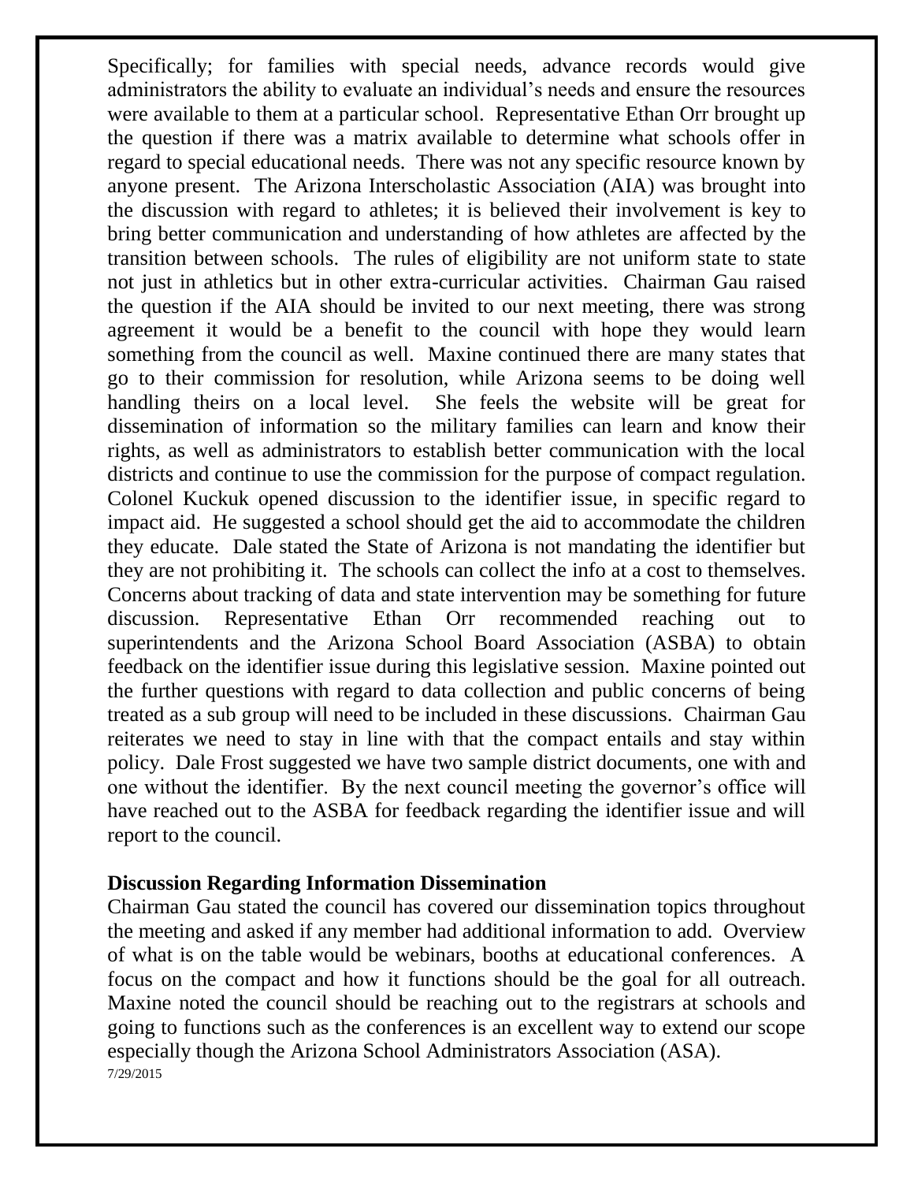Specifically; for families with special needs, advance records would give administrators the ability to evaluate an individual's needs and ensure the resources were available to them at a particular school. Representative Ethan Orr brought up the question if there was a matrix available to determine what schools offer in regard to special educational needs. There was not any specific resource known by anyone present. The Arizona Interscholastic Association (AIA) was brought into the discussion with regard to athletes; it is believed their involvement is key to bring better communication and understanding of how athletes are affected by the transition between schools. The rules of eligibility are not uniform state to state not just in athletics but in other extra-curricular activities. Chairman Gau raised the question if the AIA should be invited to our next meeting, there was strong agreement it would be a benefit to the council with hope they would learn something from the council as well. Maxine continued there are many states that go to their commission for resolution, while Arizona seems to be doing well handling theirs on a local level. She feels the website will be great for dissemination of information so the military families can learn and know their rights, as well as administrators to establish better communication with the local districts and continue to use the commission for the purpose of compact regulation. Colonel Kuckuk opened discussion to the identifier issue, in specific regard to impact aid. He suggested a school should get the aid to accommodate the children they educate. Dale stated the State of Arizona is not mandating the identifier but they are not prohibiting it. The schools can collect the info at a cost to themselves. Concerns about tracking of data and state intervention may be something for future discussion. Representative Ethan Orr recommended reaching out to superintendents and the Arizona School Board Association (ASBA) to obtain feedback on the identifier issue during this legislative session. Maxine pointed out the further questions with regard to data collection and public concerns of being treated as a sub group will need to be included in these discussions. Chairman Gau reiterates we need to stay in line with that the compact entails and stay within policy. Dale Frost suggested we have two sample district documents, one with and one without the identifier. By the next council meeting the governor's office will have reached out to the ASBA for feedback regarding the identifier issue and will report to the council.

**Discussion Regarding Information Dissemination**

Chairman Gau stated the council has covered our dissemination topics throughout the meeting and asked if any member had additional information to add. Overview of what is on the table would be webinars, booths at educational conferences. A focus on the compact and how it functions should be the goal for all outreach. Maxine noted the council should be reaching out to the registrars at schools and going to functions such as the conferences is an excellent way to extend our scope especially though the Arizona School Administrators Association (ASA).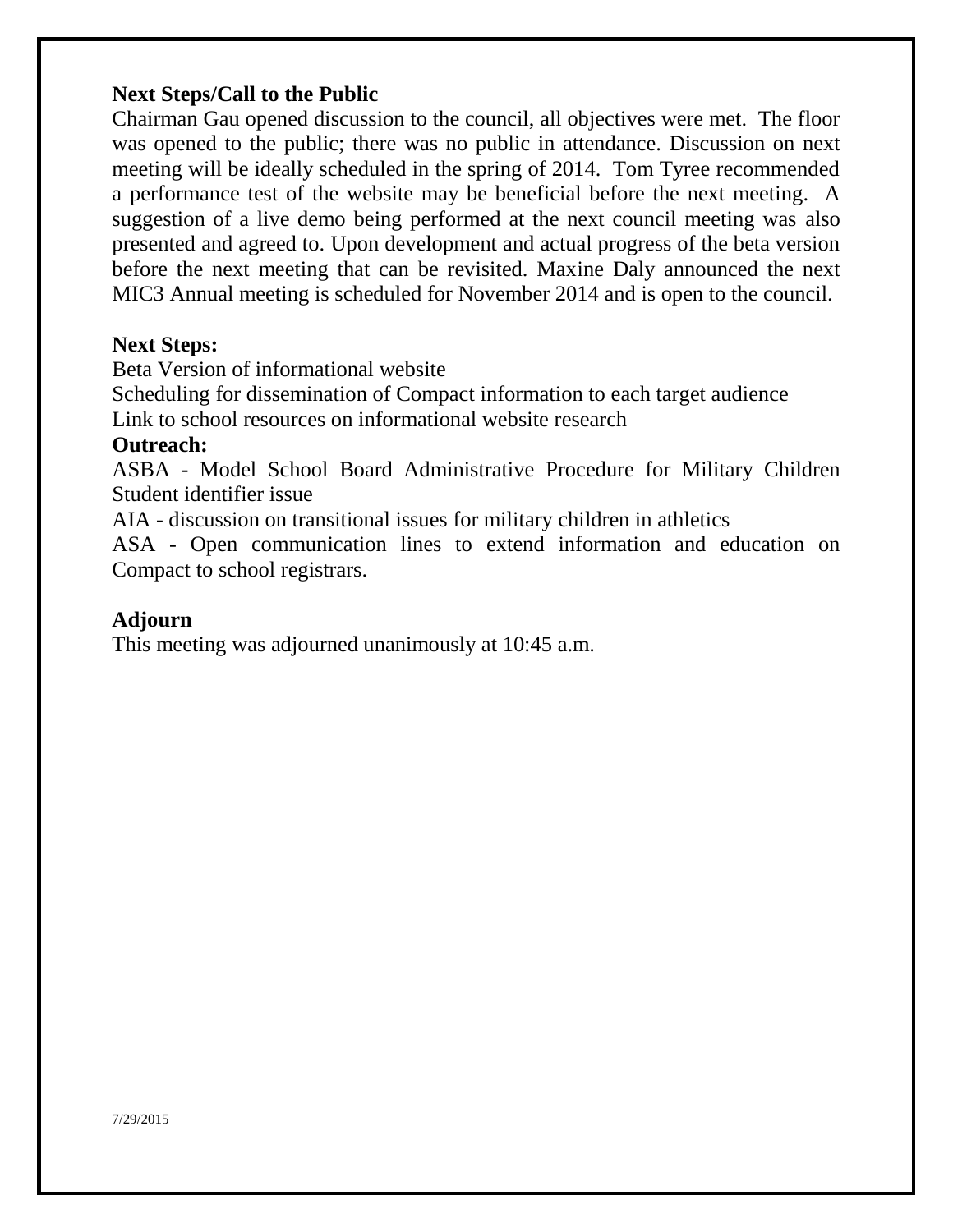**Next Steps/Call to the Public**

Chairman Gau opened discussion to the council, all objectives were met. The floor was opened to the public; there was no public in attendance. Discussion on next meeting will be ideally scheduled in the spring of 2014. Tom Tyree recommended a performance test of the website may be beneficial before the next meeting. A suggestion of a live demo being performed at the next council meeting was also presented and agreed to. Upon development and actual progress of the beta version before the next meeting that can be revisited. Maxine Daly announced the next MIC3 Annual meeting is scheduled for November 2014 and is open to the council.

**Next Steps:**

Beta Version of informational website

Scheduling for dissemination of Compact information to each target audience

Link to school resources on informational website research

**Outreach:**

ASBA - Model School Board Administrative Procedure for Military Children Student identifier issue

AIA - discussion on transitional issues for military children in athletics

ASA - Open communication lines to extend information and education on Compact to school registrars.

**Adjourn**

This meeting was adjourned unanimously at 10:45 a.m.

7/29/2015